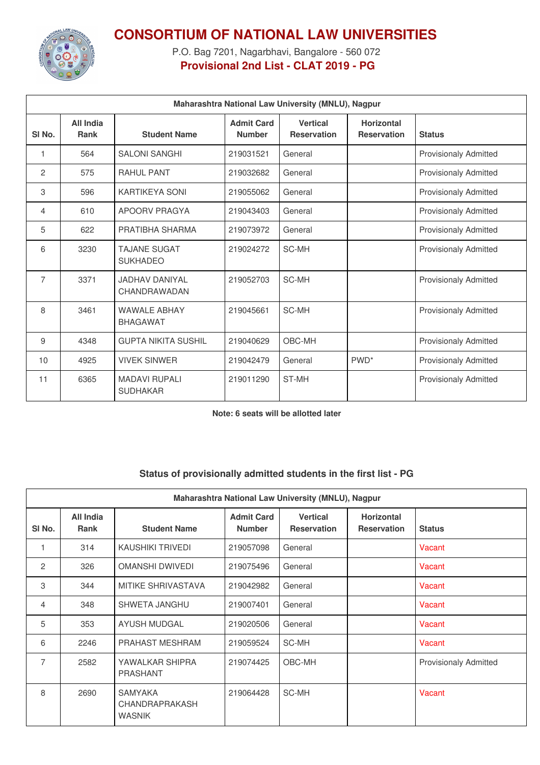# CONSORTIUM OF NATIONAL LAW UNIVERSITIES

P.O. Bag 7201, Nagarbhavi, Bangalore - 560 072

**Provisional 2nd List - CLAT 2019 - PG**

| Maharashtra National Law University (MNLU), Nagpur | | | | | | |
|---|---|---|---|---|---|---|
| **Sl No.** | **All India Rank** | **Student Name** | **Admit Card Number** | **Vertical Reservation** | **Horizontal Reservation** | **Status** |
| 1 | 564 | SALONI SANGHI | 219031521 | General | | Provisionaly Admitted |
| 2 | 575 | RAHUL PANT | 219032682 | General | | Provisionaly Admitted |
| 3 | 596 | KARTIKEYA SONI | 219055062 | General | | Provisionaly Admitted |
| 4 | 610 | APOORV PRAGYA | 219043403 | General | | Provisionaly Admitted |
| 5 | 622 | PRATIBHA SHARMA | 219073972 | General | | Provisionaly Admitted |
| 6 | 3230 | TAJANE SUGAT SUKHADEO | 219024272 | SC-MH | | Provisionaly Admitted |
| 7 | 3371 | JADHAV DANIYAL CHANDRAWADAN | 219052703 | SC-MH | | Provisionaly Admitted |
| 8 | 3461 | WAWALE ABHAY BHAGAWAT | 219045661 | SC-MH | | Provisionaly Admitted |
| 9 | 4348 | GUPTA NIKITA SUSHIL | 219040629 | OBC-MH | | Provisionaly Admitted |
| 10 | 4925 | VIVEK SINWER | 219042479 | General | PWD* | Provisionaly Admitted |
| 11 | 6365 | MADAVI RUPALI SUDHAKAR | 219011290 | ST-MH | | Provisionaly Admitted |

**Note: 6 seats will be allotted later**

## Status of provisionally admitted students in the first list - PG

| Maharashtra National Law University (MNLU), Nagpur | | | | | | |
|---|---|---|---|---|---|---|
| **Sl No.** | **All India Rank** | **Student Name** | **Admit Card Number** | **Vertical Reservation** | **Horizontal Reservation** | **Status** |
| 1 | 314 | KAUSHIKI TRIVEDI | 219057098 | General | | Vacant |
| 2 | 326 | OMANSHI DWIVEDI | 219075496 | General | | Vacant |
| 3 | 344 | MITIKE SHRIVASTAVA | 219042982 | General | | Vacant |
| 4 | 348 | SHWETA JANGHU | 219007401 | General | | Vacant |
| 5 | 353 | AYUSH MUDGAL | 219020506 | General | | Vacant |
| 6 | 2246 | PRAHAST MESHRAM | 219059524 | SC-MH | | Vacant |
| 7 | 2582 | YAWALKAR SHIPRA PRASHANT | 219074425 | OBC-MH | | Provisionaly Admitted |
| 8 | 2690 | SAMYAKA CHANDRAPRAKASH WASNIK | 219064428 | SC-MH | | Vacant |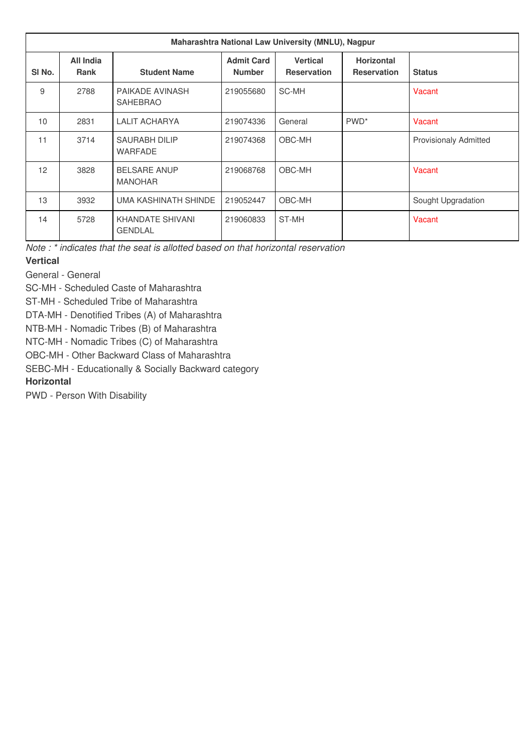| Maharashtra National Law University (MNLU), Nagpur | | | | | | |
|---|---|---|---|---|---|---|
| Sl No. | All India Rank | Student Name | Admit Card Number | Vertical Reservation | Horizontal Reservation | Status |
| 9 | 2788 | PAIKADE AVINASH SAHEBRAO | 219055680 | SC-MH | | Vacant |
| 10 | 2831 | LALIT ACHARYA | 219074336 | General | PWD* | Vacant |
| 11 | 3714 | SAURABH DILIP WARFADE | 219074368 | OBC-MH | | Provisionaly Admitted |
| 12 | 3828 | BELSARE ANUP MANOHAR | 219068768 | OBC-MH | | Vacant |
| 13 | 3932 | UMA KASHINATH SHINDE | 219052447 | OBC-MH | | Sought Upgradation |
| 14 | 5728 | KHANDATE SHIVANI GENDLAL | 219060833 | ST-MH | | Vacant |

*Note : * indicates that the seat is allotted based on that horizontal reservation*

**Vertical**

General - General

SC-MH - Scheduled Caste of Maharashtra

ST-MH - Scheduled Tribe of Maharashtra

DTA-MH - Denotified Tribes (A) of Maharashtra

NTB-MH - Nomadic Tribes (B) of Maharashtra

NTC-MH - Nomadic Tribes (C) of Maharashtra

OBC-MH - Other Backward Class of Maharashtra

SEBC-MH - Educationally & Socially Backward category

**Horizontal**

PWD - Person With Disability